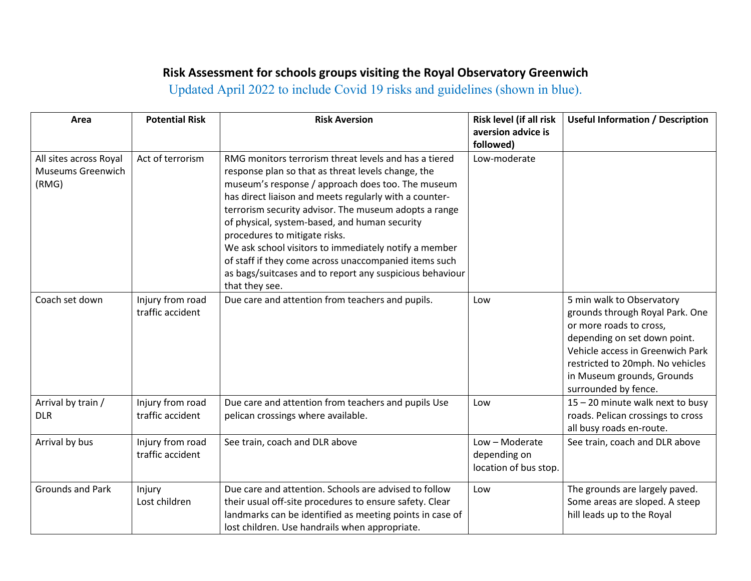# Risk Assessment for schools groups visiting the Royal Observatory Greenwich

Updated April 2022 to include Covid 19 risks and guidelines (shown in blue).

| Area | Potential Risk | Risk Aversion | Risk level (if all risk aversion advice is followed) | Useful Information / Description |
|---|---|---|---|---|
| All sites across Royal Museums Greenwich (RMG) | Act of terrorism | RMG monitors terrorism threat levels and has a tiered response plan so that as threat levels change, the museum's response / approach does too. The museum has direct liaison and meets regularly with a counter-terrorism security advisor. The museum adopts a range of physical, system-based, and human security procedures to mitigate risks.<br>We ask school visitors to immediately notify a member of staff if they come across unaccompanied items such as bags/suitcases and to report any suspicious behaviour that they see. | Low-moderate | |
| Coach set down | Injury from road traffic accident | Due care and attention from teachers and pupils. | Low | 5 min walk to Observatory grounds through Royal Park. One or more roads to cross, depending on set down point. Vehicle access in Greenwich Park restricted to 20mph. No vehicles in Museum grounds, Grounds surrounded by fence. |
| Arrival by train / DLR | Injury from road traffic accident | Due care and attention from teachers and pupils Use pelican crossings where available. | Low | 15 – 20 minute walk next to busy roads. Pelican crossings to cross all busy roads en-route. |
| Arrival by bus | Injury from road traffic accident | See train, coach and DLR above | Low – Moderate depending on location of bus stop. | See train, coach and DLR above |
| Grounds and Park | Injury<br>Lost children | Due care and attention. Schools are advised to follow their usual off-site procedures to ensure safety. Clear landmarks can be identified as meeting points in case of lost children. Use handrails when appropriate. | Low | The grounds are largely paved. Some areas are sloped. A steep hill leads up to the Royal |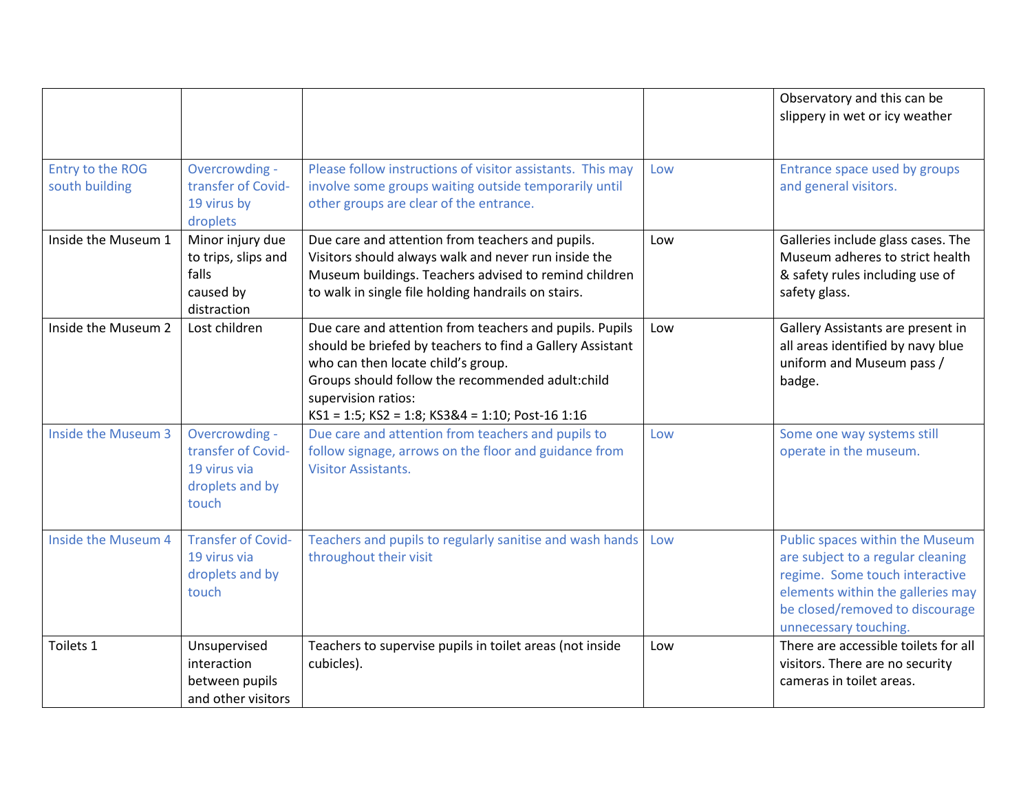| | | | | |
|---|---|---|---|---|
| | | | | Observatory and this can be slippery in wet or icy weather |
| Entry to the ROG south building | Overcrowding - transfer of Covid-19 virus by droplets | Please follow instructions of visitor assistants. This may involve some groups waiting outside temporarily until other groups are clear of the entrance. | Low | Entrance space used by groups and general visitors. |
| Inside the Museum 1 | Minor injury due to trips, slips and falls caused by distraction | Due care and attention from teachers and pupils. Visitors should always walk and never run inside the Museum buildings. Teachers advised to remind children to walk in single file holding handrails on stairs. | Low | Galleries include glass cases. The Museum adheres to strict health & safety rules including use of safety glass. |
| Inside the Museum 2 | Lost children | Due care and attention from teachers and pupils. Pupils should be briefed by teachers to find a Gallery Assistant who can then locate child's group.<br>Groups should follow the recommended adult:child supervision ratios:<br>KS1 = 1:5; KS2 = 1:8; KS3&4 = 1:10; Post-16 1:16 | Low | Gallery Assistants are present in all areas identified by navy blue uniform and Museum pass / badge. |
| Inside the Museum 3 | Overcrowding - transfer of Covid-19 virus via droplets and by touch | Due care and attention from teachers and pupils to follow signage, arrows on the floor and guidance from Visitor Assistants. | Low | Some one way systems still operate in the museum. |
| Inside the Museum 4 | Transfer of Covid-19 virus via droplets and by touch | Teachers and pupils to regularly sanitise and wash hands throughout their visit | Low | Public spaces within the Museum are subject to a regular cleaning regime. Some touch interactive elements within the galleries may be closed/removed to discourage unnecessary touching. |
| Toilets 1 | Unsupervised interaction between pupils and other visitors | Teachers to supervise pupils in toilet areas (not inside cubicles). | Low | There are accessible toilets for all visitors. There are no security cameras in toilet areas. |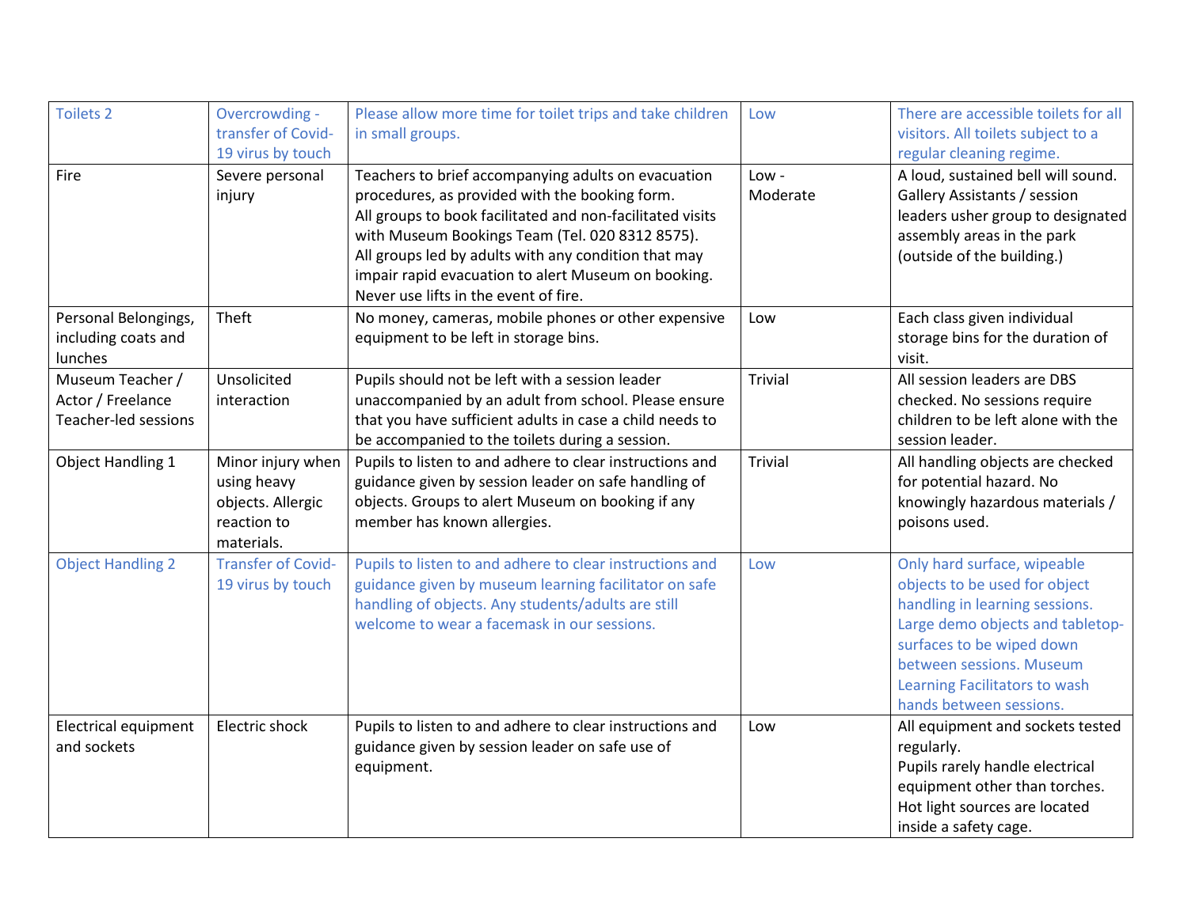| Toilets 2 | Overcrowding - transfer of Covid-19 virus by touch | Please allow more time for toilet trips and take children in small groups. | Low | There are accessible toilets for all visitors. All toilets subject to a regular cleaning regime. |
|---|---|---|---|---|
| Fire | Severe personal injury | Teachers to brief accompanying adults on evacuation procedures, as provided with the booking form.<br>All groups to book facilitated and non-facilitated visits with Museum Bookings Team (Tel. 020 8312 8575).<br>All groups led by adults with any condition that may impair rapid evacuation to alert Museum on booking.<br>Never use lifts in the event of fire. | Low - Moderate | A loud, sustained bell will sound. Gallery Assistants / session leaders usher group to designated assembly areas in the park (outside of the building.) |
| Personal Belongings, including coats and lunches | Theft | No money, cameras, mobile phones or other expensive equipment to be left in storage bins. | Low | Each class given individual storage bins for the duration of visit. |
| Museum Teacher / Actor / Freelance Teacher-led sessions | Unsolicited interaction | Pupils should not be left with a session leader unaccompanied by an adult from school. Please ensure that you have sufficient adults in case a child needs to be accompanied to the toilets during a session. | Trivial | All session leaders are DBS checked. No sessions require children to be left alone with the session leader. |
| Object Handling 1 | Minor injury when using heavy objects. Allergic reaction to materials. | Pupils to listen to and adhere to clear instructions and guidance given by session leader on safe handling of objects. Groups to alert Museum on booking if any member has known allergies. | Trivial | All handling objects are checked for potential hazard. No knowingly hazardous materials / poisons used. |
| Object Handling 2 | Transfer of Covid-19 virus by touch | Pupils to listen to and adhere to clear instructions and guidance given by museum learning facilitator on safe handling of objects. Any students/adults are still welcome to wear a facemask in our sessions. | Low | Only hard surface, wipeable objects to be used for object handling in learning sessions. Large demo objects and tabletop-surfaces to be wiped down between sessions. Museum Learning Facilitators to wash hands between sessions. |
| Electrical equipment and sockets | Electric shock | Pupils to listen to and adhere to clear instructions and guidance given by session leader on safe use of equipment. | Low | All equipment and sockets tested regularly.<br>Pupils rarely handle electrical equipment other than torches.<br>Hot light sources are located inside a safety cage. |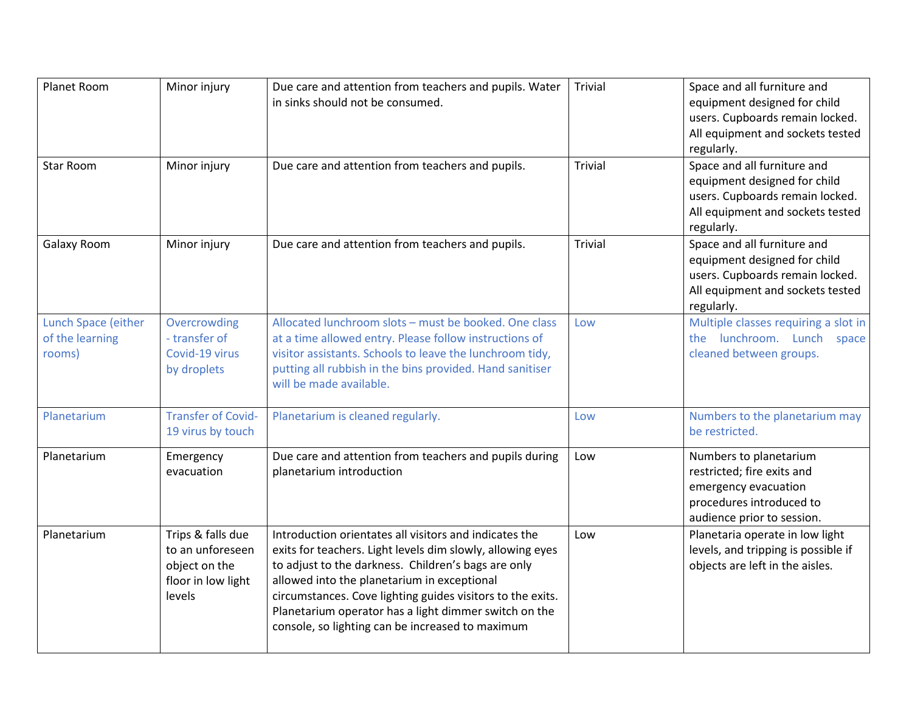| | | | | |
|---|---|---|---|---|
| Planet Room | Minor injury | Due care and attention from teachers and pupils. Water in sinks should not be consumed. | Trivial | Space and all furniture and equipment designed for child users. Cupboards remain locked. All equipment and sockets tested regularly. |
| Star Room | Minor injury | Due care and attention from teachers and pupils. | Trivial | Space and all furniture and equipment designed for child users. Cupboards remain locked. All equipment and sockets tested regularly. |
| Galaxy Room | Minor injury | Due care and attention from teachers and pupils. | Trivial | Space and all furniture and equipment designed for child users. Cupboards remain locked. All equipment and sockets tested regularly. |
| Lunch Space (either of the learning rooms) | Overcrowding - transfer of Covid-19 virus by droplets | Allocated lunchroom slots – must be booked. One class at a time allowed entry. Please follow instructions of visitor assistants. Schools to leave the lunchroom tidy, putting all rubbish in the bins provided. Hand sanitiser will be made available. | Low | Multiple classes requiring a slot in the lunchroom. Lunch space cleaned between groups. |
| Planetarium | Transfer of Covid-19 virus by touch | Planetarium is cleaned regularly. | Low | Numbers to the planetarium may be restricted. |
| Planetarium | Emergency evacuation | Due care and attention from teachers and pupils during planetarium introduction | Low | Numbers to planetarium restricted; fire exits and emergency evacuation procedures introduced to audience prior to session. |
| Planetarium | Trips & falls due to an unforeseen object on the floor in low light levels | Introduction orientates all visitors and indicates the exits for teachers. Light levels dim slowly, allowing eyes to adjust to the darkness. Children's bags are only allowed into the planetarium in exceptional circumstances. Cove lighting guides visitors to the exits. Planetarium operator has a light dimmer switch on the console, so lighting can be increased to maximum | Low | Planetaria operate in low light levels, and tripping is possible if objects are left in the aisles. |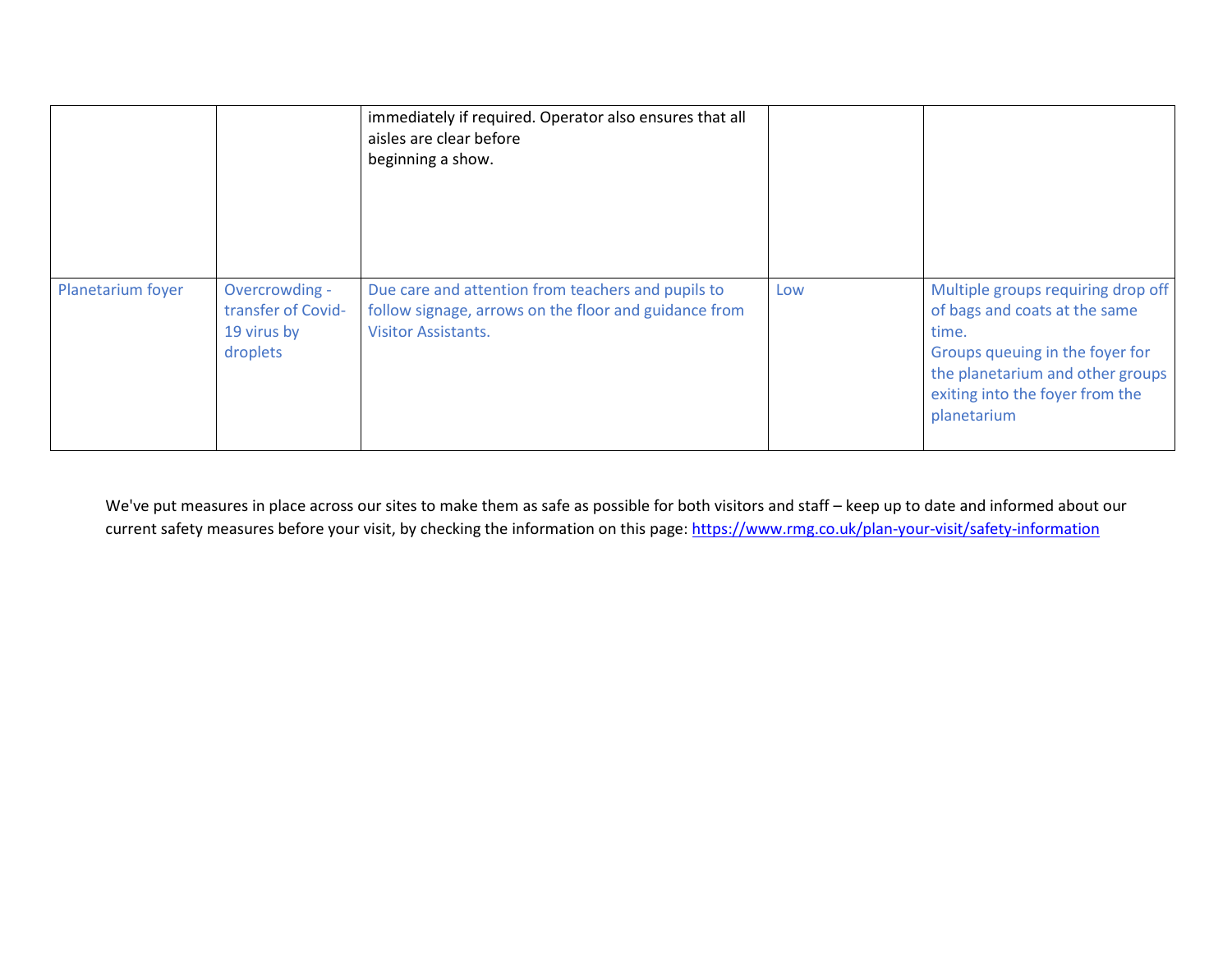| | | | | |
|---|---|---|---|---|
| | | immediately if required. Operator also ensures that all aisles are clear before beginning a show. | | |
| Planetarium foyer | Overcrowding - transfer of Covid-19 virus by droplets | Due care and attention from teachers and pupils to follow signage, arrows on the floor and guidance from Visitor Assistants. | Low | Multiple groups requiring drop off of bags and coats at the same time.<br>Groups queuing in the foyer for the planetarium and other groups exiting into the foyer from the planetarium |

We've put measures in place across our sites to make them as safe as possible for both visitors and staff – keep up to date and informed about our current safety measures before your visit, by checking the information on this page: https://www.rmg.co.uk/plan-your-visit/safety-information